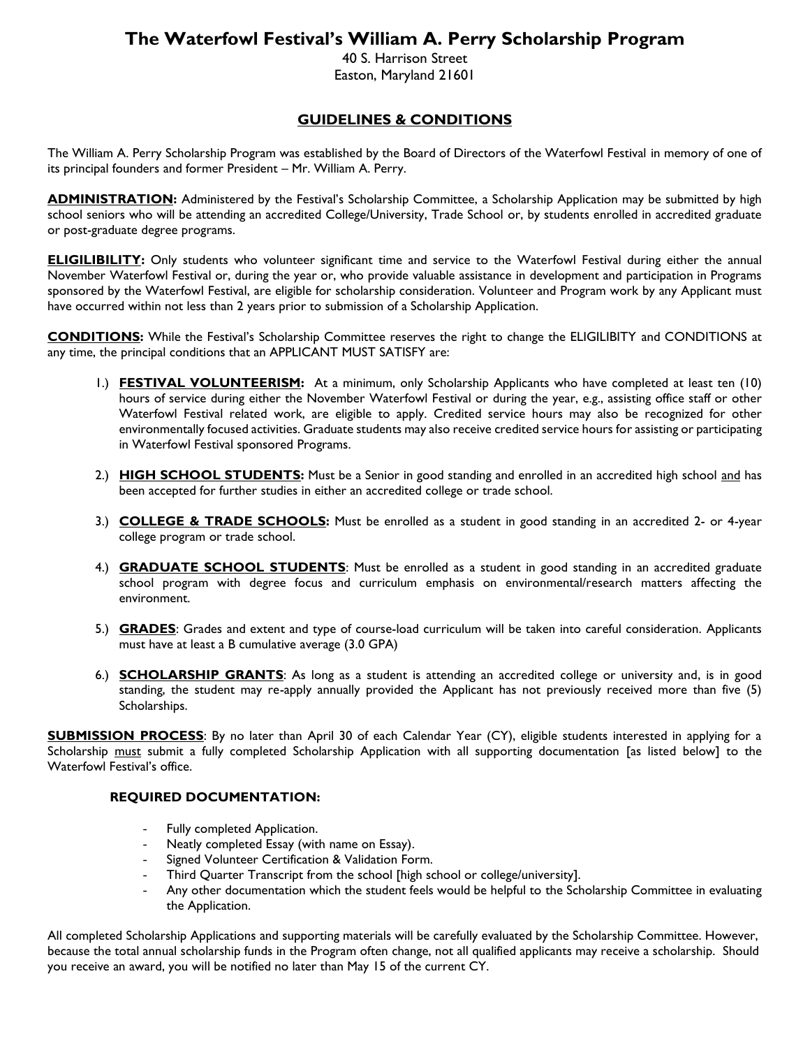# The Waterfowl Festival's William A. Perry Scholarship Program

40 S. Harrison Street
Easton, Maryland 21601

## GUIDELINES & CONDITIONS

The William A. Perry Scholarship Program was established by the Board of Directors of the Waterfowl Festival in memory of one of its principal founders and former President – Mr. William A. Perry.

**ADMINISTRATION:** Administered by the Festival's Scholarship Committee, a Scholarship Application may be submitted by high school seniors who will be attending an accredited College/University, Trade School or, by students enrolled in accredited graduate or post-graduate degree programs.

**ELIGIBILITY:** Only students who volunteer significant time and service to the Waterfowl Festival during either the annual November Waterfowl Festival or, during the year or, who provide valuable assistance in development and participation in Programs sponsored by the Waterfowl Festival, are eligible for scholarship consideration. Volunteer and Program work by any Applicant must have occurred within not less than 2 years prior to submission of a Scholarship Application.

**CONDITIONS:** While the Festival's Scholarship Committee reserves the right to change the ELIGIBILITY and CONDITIONS at any time, the principal conditions that an APPLICANT MUST SATISFY are:

1.) **FESTIVAL VOLUNTEERISM:** At a minimum, only Scholarship Applicants who have completed at least ten (10) hours of service during either the November Waterfowl Festival or during the year, e.g., assisting office staff or other Waterfowl Festival related work, are eligible to apply. Credited service hours may also be recognized for other environmentally focused activities. Graduate students may also receive credited service hours for assisting or participating in Waterfowl Festival sponsored Programs.

2.) **HIGH SCHOOL STUDENTS:** Must be a Senior in good standing and enrolled in an accredited high school and has been accepted for further studies in either an accredited college or trade school.

3.) **COLLEGE & TRADE SCHOOLS:** Must be enrolled as a student in good standing in an accredited 2- or 4-year college program or trade school.

4.) **GRADUATE SCHOOL STUDENTS**: Must be enrolled as a student in good standing in an accredited graduate school program with degree focus and curriculum emphasis on environmental/research matters affecting the environment.

5.) **GRADES**: Grades and extent and type of course-load curriculum will be taken into careful consideration. Applicants must have at least a B cumulative average (3.0 GPA)

6.) **SCHOLARSHIP GRANTS**: As long as a student is attending an accredited college or university and, is in good standing, the student may re-apply annually provided the Applicant has not previously received more than five (5) Scholarships.

**SUBMISSION PROCESS**: By no later than April 30 of each Calendar Year (CY), eligible students interested in applying for a Scholarship must submit a fully completed Scholarship Application with all supporting documentation [as listed below] to the Waterfowl Festival's office.

### REQUIRED DOCUMENTATION:

- Fully completed Application.
- Neatly completed Essay (with name on Essay).
- Signed Volunteer Certification & Validation Form.
- Third Quarter Transcript from the school [high school or college/university].
- Any other documentation which the student feels would be helpful to the Scholarship Committee in evaluating the Application.

All completed Scholarship Applications and supporting materials will be carefully evaluated by the Scholarship Committee. However, because the total annual scholarship funds in the Program often change, not all qualified applicants may receive a scholarship. Should you receive an award, you will be notified no later than May 15 of the current CY.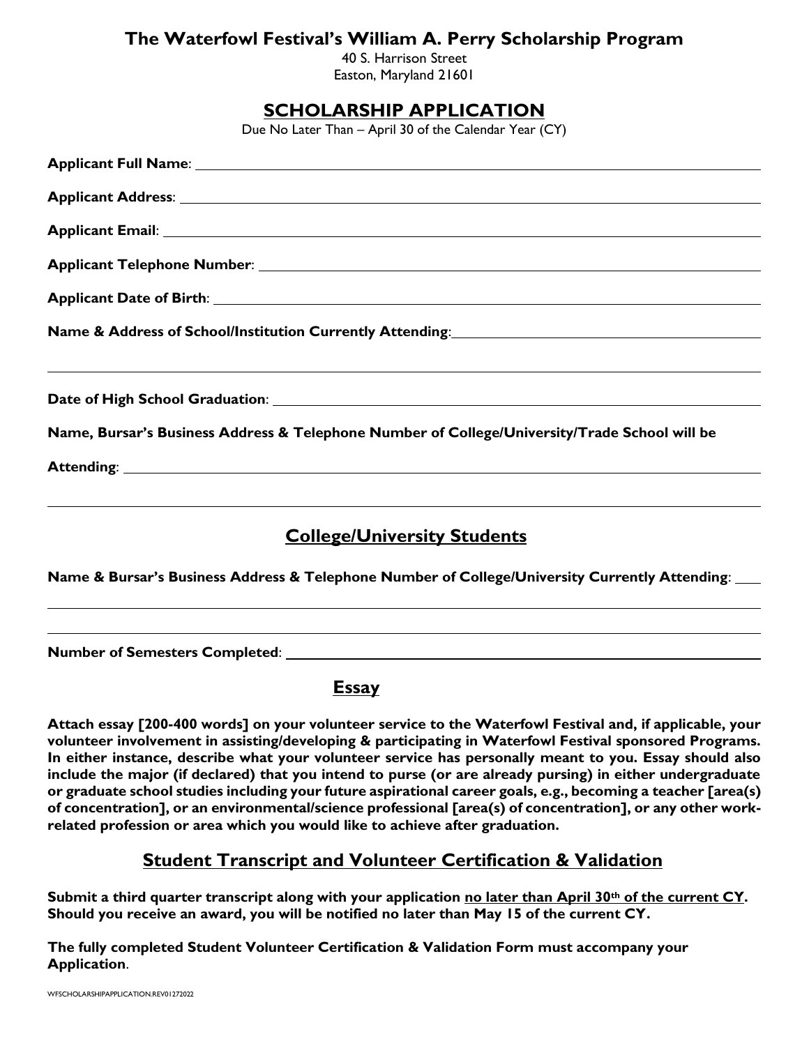# The Waterfowl Festival's William A. Perry Scholarship Program

40 S. Harrison Street
Easton, Maryland 21601

## SCHOLARSHIP APPLICATION

Due No Later Than – April 30 of the Calendar Year (CY)

**Applicant Full Name**: ______________________________

**Applicant Address**: ______________________________

**Applicant Email**: ______________________________

**Applicant Telephone Number**: ______________________________

**Applicant Date of Birth**: ______________________________

**Name & Address of School/Institution Currently Attending**: ______________________________

______________________________

**Date of High School Graduation**: ______________________________

**Name, Bursar's Business Address & Telephone Number of College/University/Trade School will be Attending**: ______________________________

______________________________

## College/University Students

**Name & Bursar's Business Address & Telephone Number of College/University Currently Attending**: ______

______________________________

______________________________

**Number of Semesters Completed**: ______________________________

## Essay

**Attach essay [200-400 words] on your volunteer service to the Waterfowl Festival and, if applicable, your volunteer involvement in assisting/developing & participating in Waterfowl Festival sponsored Programs. In either instance, describe what your volunteer service has personally meant to you. Essay should also include the major (if declared) that you intend to purse (or are already pursing) in either undergraduate or graduate school studies including your future aspirational career goals, e.g., becoming a teacher [area(s) of concentration], or an environmental/science professional [area(s) of concentration], or any other work-related profession or area which you would like to achieve after graduation.**

## Student Transcript and Volunteer Certification & Validation

**Submit a third quarter transcript along with your application <u>no later than April 30th of the current CY</u>. Should you receive an award, you will be notified no later than May 15 of the current CY.**

**The fully completed Student Volunteer Certification & Validation Form must accompany your Application**.

WFSCHOLARSHIPAPPLICATION.REV01272022